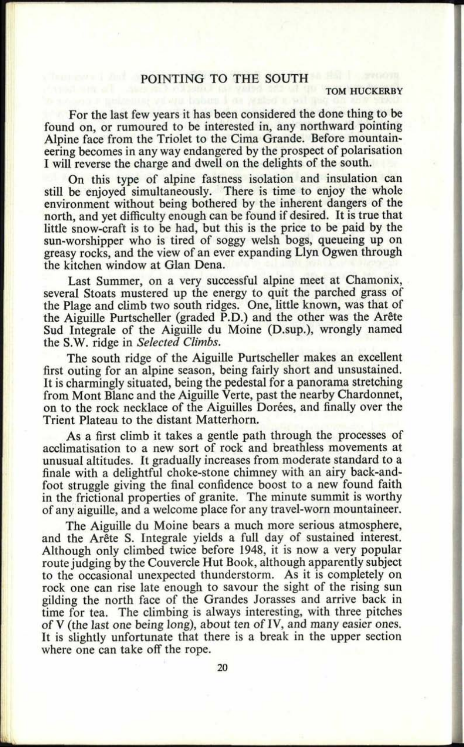# POINTING TO THE SOUTH

**TOM HUCKERBY**

For the last few years it has been considered the done thing to be found on, or rumoured to be interested in, any northward pointing Alpine face from the Triolet to the Cima Grande. Before mountaineering becomes in any way endangered by the prospect of polarisation I will reverse the charge and dwell on the delights of the south.

On this type of alpine fastness isolation and insulation can still be enjoyed simultaneously. There is time to enjoy the whole environment without being bothered by the inherent dangers of the north, and yet difficulty enough can be found if desired. It is true that little snow-craft is to be had, but this is the price to be paid by the sun-worshipper who is tired of soggy welsh bogs, queueing up on greasy rocks, and the view of an ever expanding Llyn Ogwen through the kitchen window at Glan Dena.

Last Summer, on a very successful alpine meet at Chamonix, several Stoats mustered up the energy to quit the parched grass of the Plage and climb two south ridges. One, little known, was that of the Aiguille Purtscheller (graded P.D.) and the other was the Arête Sud Integrale of the Aiguille du Moine (D.sup.), wrongly named the S.W. ridge in *Selected Climbs*.

The south ridge of the Aiguille Purtscheller makes an excellent first outing for an alpine season, being fairly short and unsustained. It is charmingly situated, being the pedestal for a panorama stretching from Mont Blanc and the Aiguille Verte, past the nearby Chardonnet, on to the rock necklace of the Aiguilles Dorées, and finally over the Trient Plateau to the distant Matterhorn.

As a first climb it takes a gentle path through the processes of acclimatisation to a new sort of rock and breathless movements at unusual altitudes. It gradually increases from moderate standard to a finale with a delightful choke-stone chimney with an airy back-and-foot struggle giving the final confidence boost to a new found faith in the frictional properties of granite. The minute summit is worthy of any aiguille, and a welcome place for any travel-worn mountaineer.

The Aiguille du Moine bears a much more serious atmosphere, and the Arête S. Integrale yields a full day of sustained interest. Although only climbed twice before 1948, it is now a very popular route judging by the Couvercle Hut Book, although apparently subject to the occasional unexpected thunderstorm. As it is completely on rock one can rise late enough to savour the sight of the rising sun gilding the north face of the Grandes Jorasses and arrive back in time for tea. The climbing is always interesting, with three pitches of V (the last one being long), about ten of IV, and many easier ones. It is slightly unfortunate that there is a break in the upper section where one can take off the rope.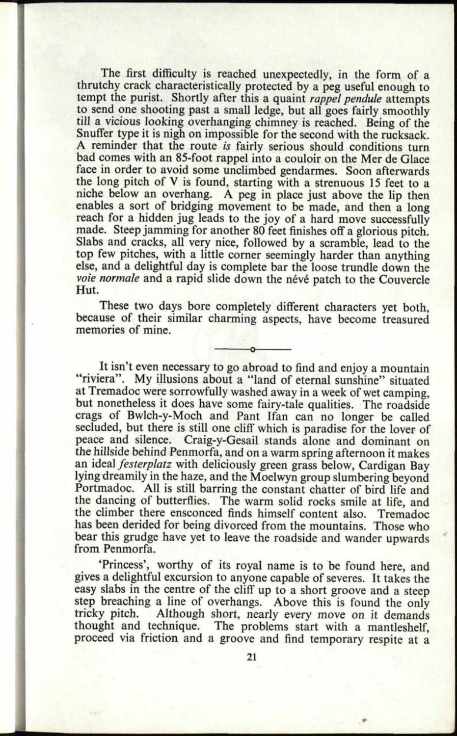The first difficulty is reached unexpectedly, in the form of a thrutchy crack characteristically protected by a peg useful enough to tempt the purist. Shortly after this a quaint *rappel pendule* attempts to send one shooting past a small ledge, but all goes fairly smoothly till a vicious looking overhanging chimney is reached. Being of the Snuffer type it is nigh on impossible for the second with the rucksack. A reminder that the route *is* fairly serious should conditions turn bad comes with an 85-foot rappel into a couloir on the Mer de Glace face in order to avoid some unclimbed gendarmes. Soon afterwards the long pitch of V is found, starting with a strenuous 15 feet to a niche below an overhang. A peg in place just above the lip then enables a sort of bridging movement to be made, and then a long reach for a hidden jug leads to the joy of a hard move successfully made. Steep jamming for another 80 feet finishes off a glorious pitch. Slabs and cracks, all very nice, followed by a scramble, lead to the top few pitches, with a little corner seemingly harder than anything else, and a delightful day is complete bar the loose trundle down the *voie normale* and a rapid slide down the névé patch to the Couvercle Hut.

These two days bore completely different characters yet both, because of their similar charming aspects, have become treasured memories of mine.

---

It isn't even necessary to go abroad to find and enjoy a mountain "riviera". My illusions about a "land of eternal sunshine" situated at Tremadoc were sorrowfully washed away in a week of wet camping, but nonetheless it does have some fairy-tale qualities. The roadside crags of Bwlch-y-Moch and Pant Ifan can no longer be called secluded, but there is still one cliff which is paradise for the lover of peace and silence. Craig-y-Gesail stands alone and dominant on the hillside behind Penmorfa, and on a warm spring afternoon it makes an ideal *festerplatz* with deliciously green grass below, Cardigan Bay lying dreamily in the haze, and the Moelwyn group slumbering beyond Portmadoc. All is still barring the constant chatter of bird life and the dancing of butterflies. The warm solid rocks smile at life, and the climber there ensconced finds himself content also. Tremadoc has been derided for being divorced from the mountains. Those who bear this grudge have yet to leave the roadside and wander upwards from Penmorfa.

'Princess', worthy of its royal name is to be found here, and gives a delightful excursion to anyone capable of severes. It takes the easy slabs in the centre of the cliff up to a short groove and a steep step breaching a line of overhangs. Above this is found the only tricky pitch. Although short, nearly every move on it demands thought and technique. The problems start with a mantleshelf, proceed via friction and a groove and find temporary respite at a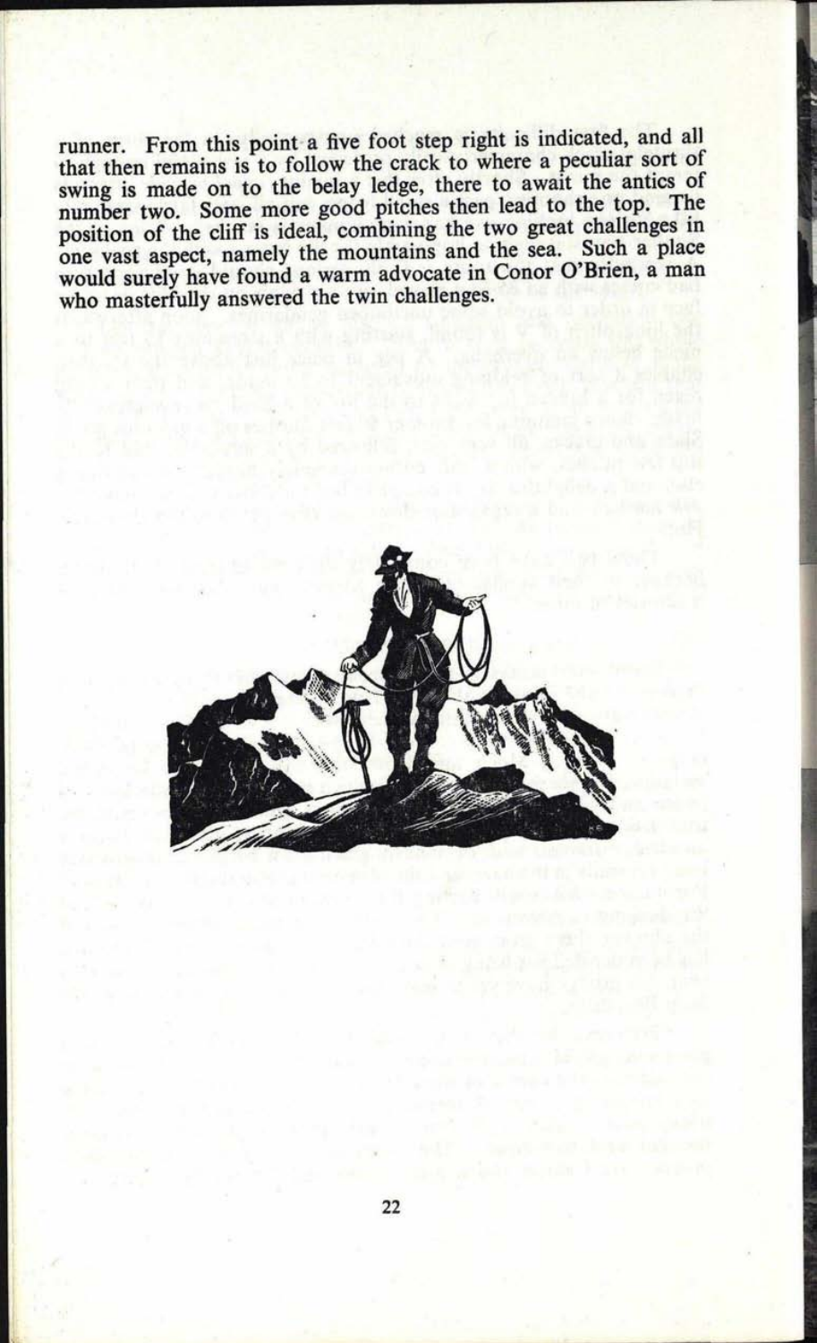runner. From this point a five foot step right is indicated, and all that then remains is to follow the crack to where a peculiar sort of swing is made on to the belay ledge, there to await the antics of number two. Some more good pitches then lead to the top. The position of the cliff is ideal, combining the two great challenges in one vast aspect, namely the mountains and the sea. Such a place would surely have found a warm advocate in Conor O'Brien, a man who masterfully answered the twin challenges.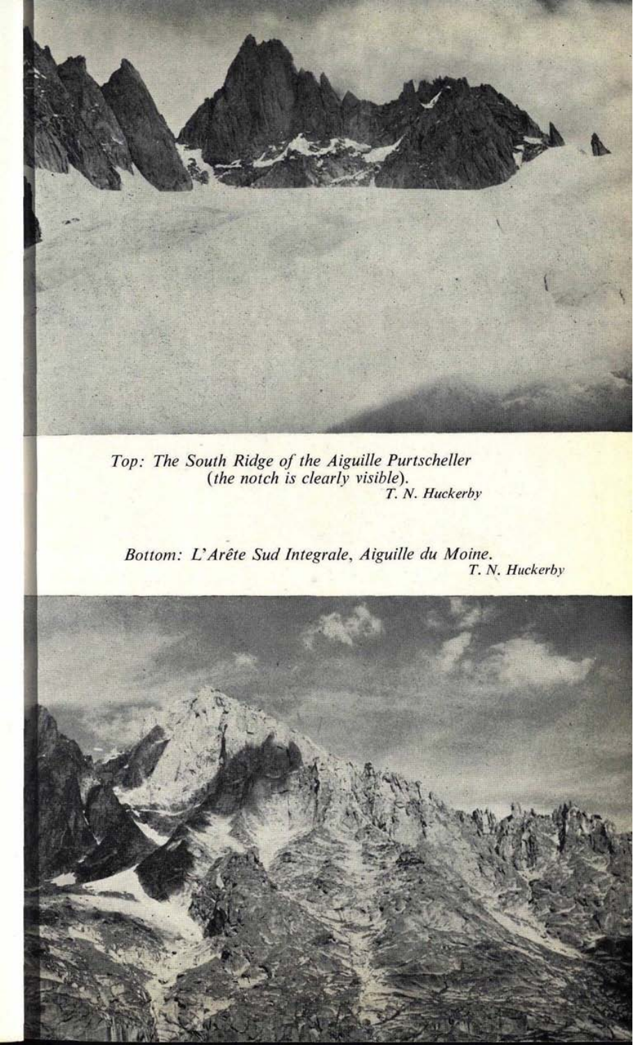*Top: The South Ridge of the Aiguille Purtscheller (the notch is clearly visible).*
*T. N. Huckerby*

*Bottom: L'Arête Sud Integrale, Aiguille du Moine.*
*T. N. Huckerby*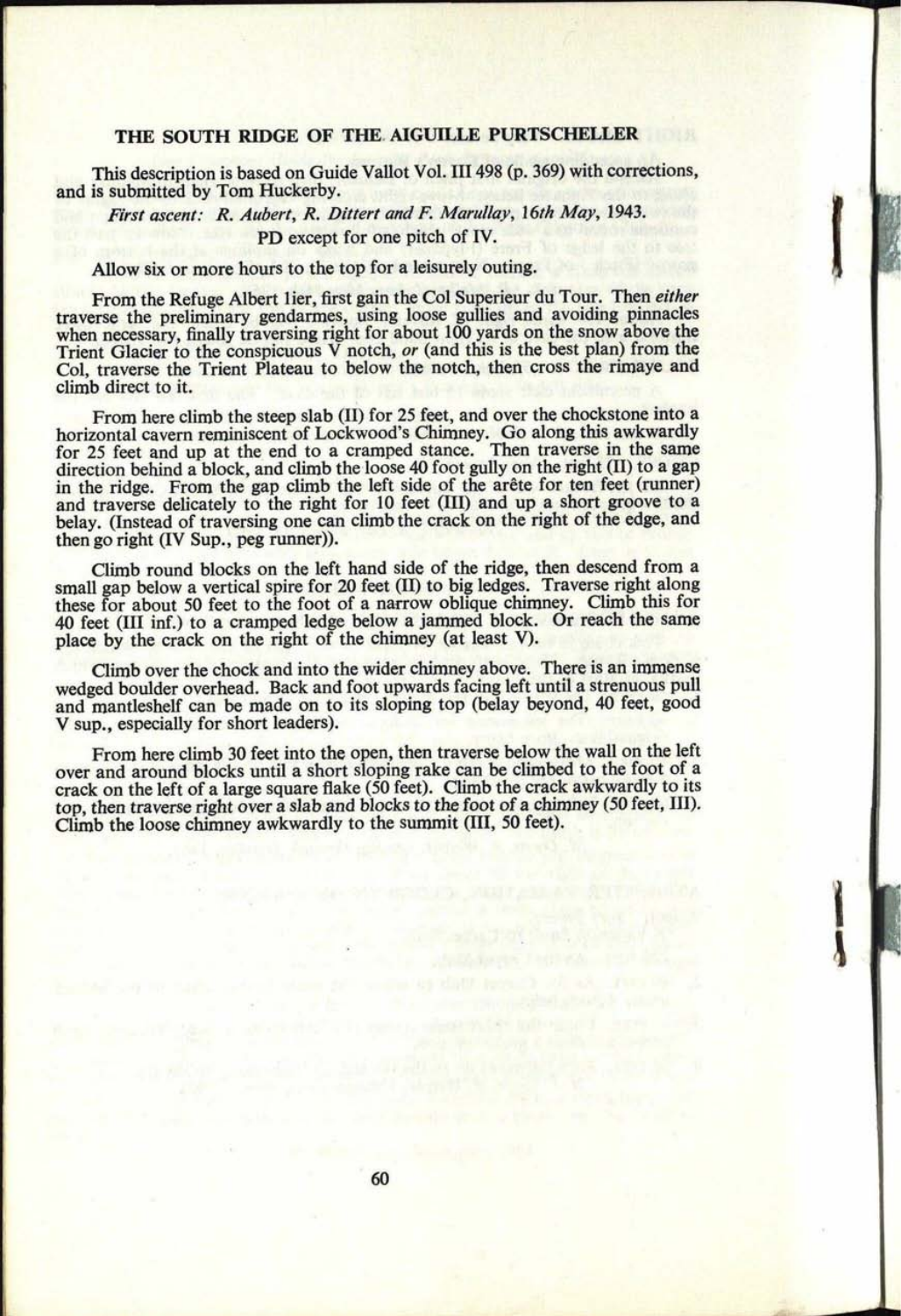## THE SOUTH RIDGE OF THE AIGUILLE PURTSCHELLER

This description is based on Guide Vallot Vol. III 498 (p. 369) with corrections, and is submitted by Tom Huckerby.

*First ascent: R. Aubert, R. Dittert and F. Marullay, 16th May, 1943.*

PD except for one pitch of IV.

Allow six or more hours to the top for a leisurely outing.

From the Refuge Albert 1ier, first gain the Col Superieur du Tour. Then *either* traverse the preliminary gendarmes, using loose gullies and avoiding pinnacles when necessary, finally traversing right for about 100 yards on the snow above the Trient Glacier to the conspicuous V notch, *or* (and this is the best plan) from the Col, traverse the Trient Plateau to below the notch, then cross the rimaye and climb direct to it.

From here climb the steep slab (II) for 25 feet, and over the chockstone into a horizontal cavern reminiscent of Lockwood's Chimney. Go along this awkwardly for 25 feet and up at the end to a cramped stance. Then traverse in the same direction behind a block, and climb the loose 40 foot gully on the right (II) to a gap in the ridge. From the gap climb the left side of the arête for ten feet (runner) and traverse delicately to the right for 10 feet (III) and up a short groove to a belay. (Instead of traversing one can climb the crack on the right of the edge, and then go right (IV Sup., peg runner)).

Climb round blocks on the left hand side of the ridge, then descend from a small gap below a vertical spire for 20 feet (II) to big ledges. Traverse right along these for about 50 feet to the foot of a narrow oblique chimney. Climb this for 40 feet (III inf.) to a cramped ledge below a jammed block. Or reach the same place by the crack on the right of the chimney (at least V).

Climb over the chock and into the wider chimney above. There is an immense wedged boulder overhead. Back and foot upwards facing left until a strenuous pull and mantleshelf can be made on to its sloping top (belay beyond, 40 feet, good V sup., especially for short leaders).

From here climb 30 feet into the open, then traverse below the wall on the left over and around blocks until a short sloping rake can be climbed to the foot of a crack on the left of a large square flake (50 feet). Climb the crack awkwardly to its top, then traverse right over a slab and blocks to the foot of a chimney (50 feet, III). Climb the loose chimney awkwardly to the summit (III, 50 feet).